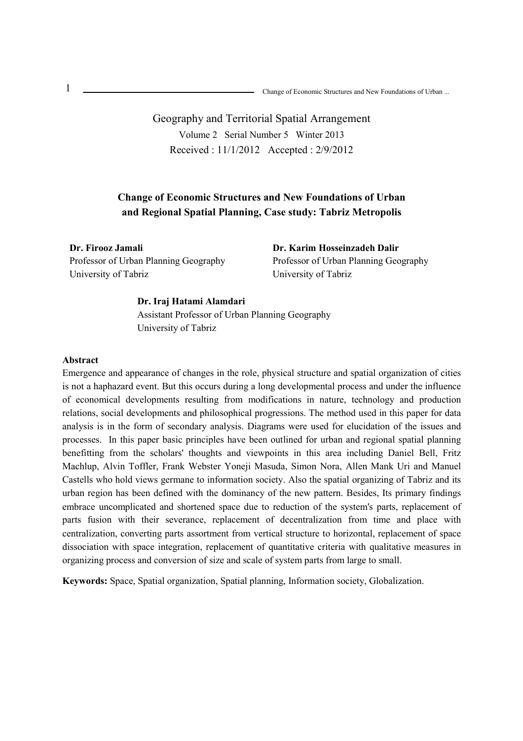Geography and Territorial Spatial Arrangement

Volume 2 Serial Number 5 Winter 2013

Received : 11/1/2012 Accepted : 2/9/2012

# Change of Economic Structures and New Foundations of Urban and Regional Spatial Planning, Case study: Tabriz Metropolis

**Dr. Firooz Jamali**
Professor of Urban Planning Geography
University of Tabriz

**Dr. Karim Hosseinzadeh Dalir**
Professor of Urban Planning Geography
University of Tabriz

**Dr. Iraj Hatami Alamdari**
Assistant Professor of Urban Planning Geography
University of Tabriz

**Abstract**

Emergence and appearance of changes in the role, physical structure and spatial organization of cities is not a haphazard event. But this occurs during a long developmental process and under the influence of economical developments resulting from modifications in nature, technology and production relations, social developments and philosophical progressions. The method used in this paper for data analysis is in the form of secondary analysis. Diagrams were used for elucidation of the issues and processes. In this paper basic principles have been outlined for urban and regional spatial planning benefitting from the scholars' thoughts and viewpoints in this area including Daniel Bell, Fritz Machlup, Alvin Toffler, Frank Webster Yoneji Masuda, Simon Nora, Allen Mank Uri and Manuel Castells who hold views germane to information society. Also the spatial organizing of Tabriz and its urban region has been defined with the dominancy of the new pattern. Besides, Its primary findings embrace uncomplicated and shortened space due to reduction of the system's parts, replacement of parts fusion with their severance, replacement of decentralization from time and place with centralization, converting parts assortment from vertical structure to horizontal, replacement of space dissociation with space integration, replacement of quantitative criteria with qualitative measures in organizing process and conversion of size and scale of system parts from large to small.

**Keywords:** Space, Spatial organization, Spatial planning, Information society, Globalization.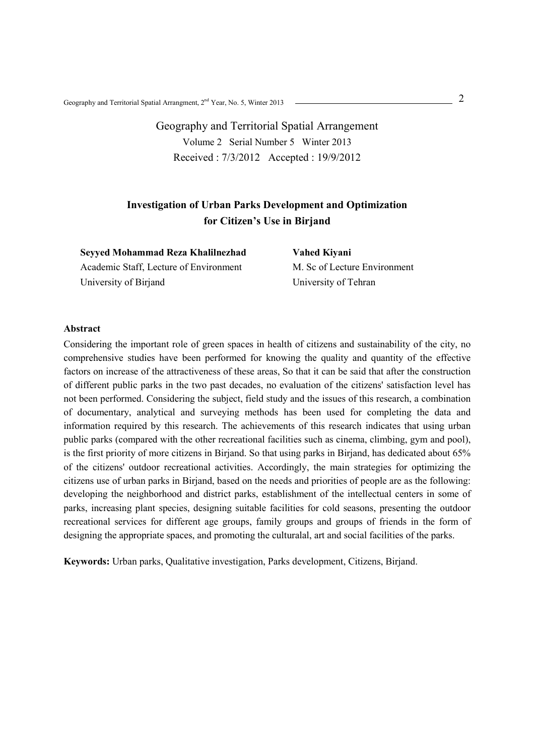Geography and Territorial Spatial Arrangement

Volume 2 Serial Number 5 Winter 2013

Received : 7/3/2012 Accepted : 19/9/2012

# Investigation of Urban Parks Development and Optimization for Citizen's Use in Birjand

**Seyyed Mohammad Reza Khalilnezhad**
Academic Staff, Lecture of Environment
University of Birjand

**Vahed Kiyani**
M. Sc of Lecture Environment
University of Tehran

## Abstract

Considering the important role of green spaces in health of citizens and sustainability of the city, no comprehensive studies have been performed for knowing the quality and quantity of the effective factors on increase of the attractiveness of these areas, So that it can be said that after the construction of different public parks in the two past decades, no evaluation of the citizens' satisfaction level has not been performed. Considering the subject, field study and the issues of this research, a combination of documentary, analytical and surveying methods has been used for completing the data and information required by this research. The achievements of this research indicates that using urban public parks (compared with the other recreational facilities such as cinema, climbing, gym and pool), is the first priority of more citizens in Birjand. So that using parks in Birjand, has dedicated about 65% of the citizens' outdoor recreational activities. Accordingly, the main strategies for optimizing the citizens use of urban parks in Birjand, based on the needs and priorities of people are as the following: developing the neighborhood and district parks, establishment of the intellectual centers in some of parks, increasing plant species, designing suitable facilities for cold seasons, presenting the outdoor recreational services for different age groups, family groups and groups of friends in the form of designing the appropriate spaces, and promoting the culturalal, art and social facilities of the parks.

**Keywords:** Urban parks, Qualitative investigation, Parks development, Citizens, Birjand.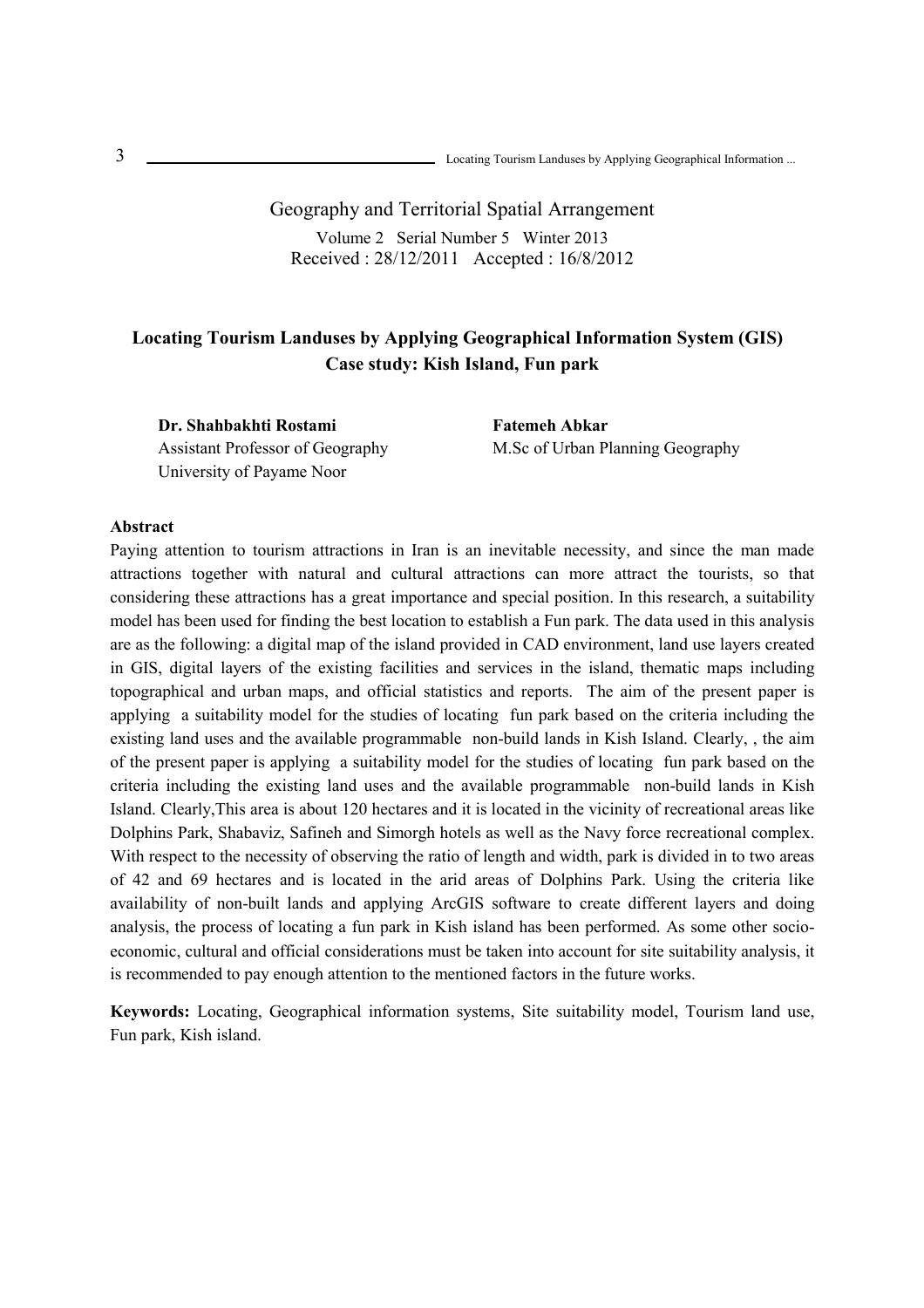Geography and Territorial Spatial Arrangement

Volume 2 Serial Number 5 Winter 2013

Received : 28/12/2011 Accepted : 16/8/2012

## Locating Tourism Landuses by Applying Geographical Information System (GIS) Case study: Kish Island, Fun park

**Dr. Shahbakhti Rostami**
Assistant Professor of Geography
University of Payame Noor

**Fatemeh Abkar**
M.Sc of Urban Planning Geography

**Abstract**

Paying attention to tourism attractions in Iran is an inevitable necessity, and since the man made attractions together with natural and cultural attractions can more attract the tourists, so that considering these attractions has a great importance and special position. In this research, a suitability model has been used for finding the best location to establish a Fun park. The data used in this analysis are as the following: a digital map of the island provided in CAD environment, land use layers created in GIS, digital layers of the existing facilities and services in the island, thematic maps including topographical and urban maps, and official statistics and reports. The aim of the present paper is applying a suitability model for the studies of locating fun park based on the criteria including the existing land uses and the available programmable non-build lands in Kish Island. Clearly, , the aim of the present paper is applying a suitability model for the studies of locating fun park based on the criteria including the existing land uses and the available programmable non-build lands in Kish Island. Clearly,This area is about 120 hectares and it is located in the vicinity of recreational areas like Dolphins Park, Shabaviz, Safineh and Simorgh hotels as well as the Navy force recreational complex. With respect to the necessity of observing the ratio of length and width, park is divided in to two areas of 42 and 69 hectares and is located in the arid areas of Dolphins Park. Using the criteria like availability of non-built lands and applying ArcGIS software to create different layers and doing analysis, the process of locating a fun park in Kish island has been performed. As some other socio-economic, cultural and official considerations must be taken into account for site suitability analysis, it is recommended to pay enough attention to the mentioned factors in the future works.

**Keywords:** Locating, Geographical information systems, Site suitability model, Tourism land use, Fun park, Kish island.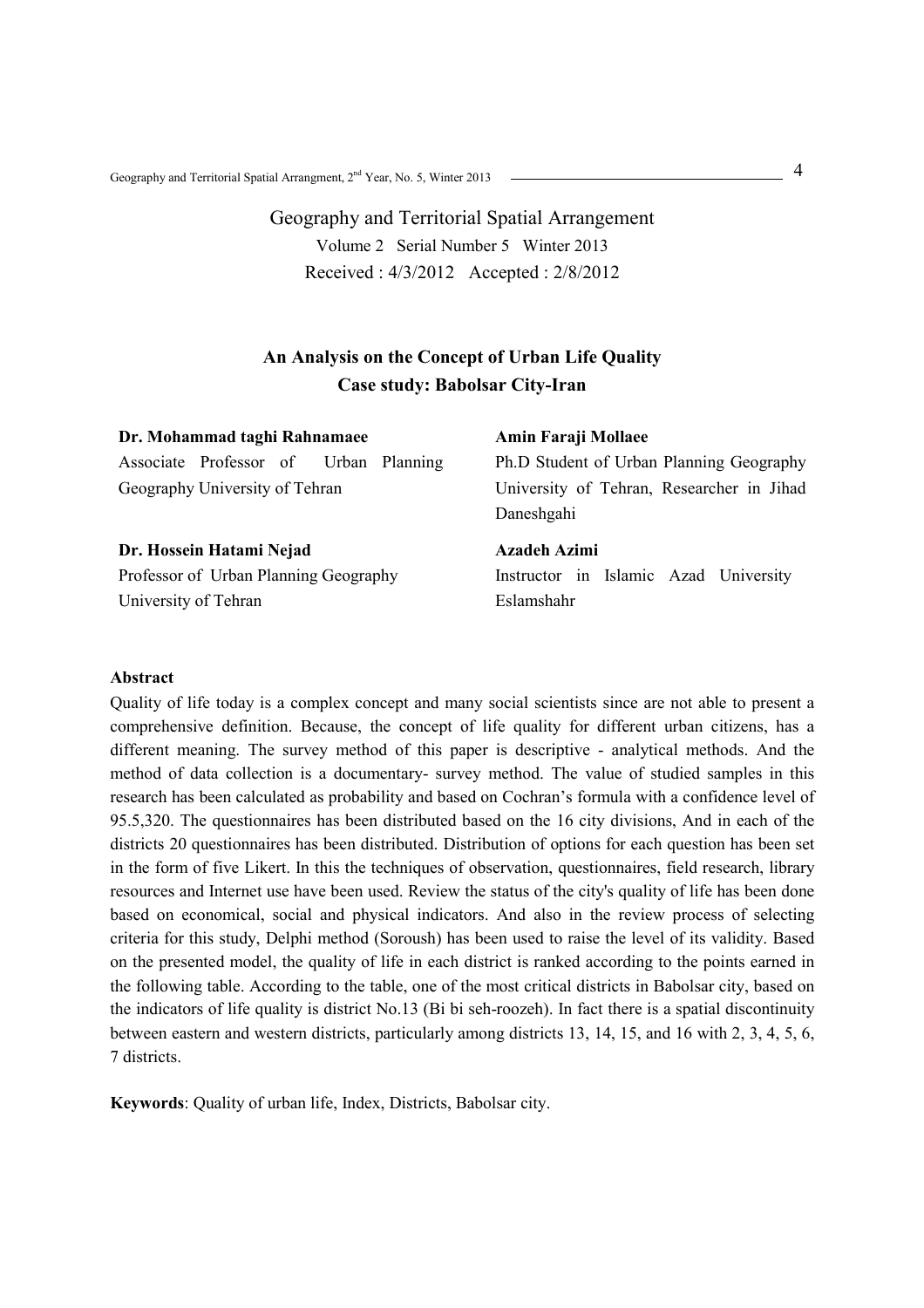Geography and Territorial Spatial Arrangement

Volume 2 Serial Number 5 Winter 2013

Received : 4/3/2012 Accepted : 2/8/2012

# An Analysis on the Concept of Urban Life Quality
## Case study: Babolsar City-Iran

**Dr. Mohammad taghi Rahnamaee**
Associate Professor of Urban Planning Geography University of Tehran

**Amin Faraji Mollaee**
Ph.D Student of Urban Planning Geography University of Tehran, Researcher in Jihad Daneshgahi

**Dr. Hossein Hatami Nejad**
Professor of Urban Planning Geography University of Tehran

**Azadeh Azimi**
Instructor in Islamic Azad University Eslamshahr

**Abstract**

Quality of life today is a complex concept and many social scientists since are not able to present a comprehensive definition. Because, the concept of life quality for different urban citizens, has a different meaning. The survey method of this paper is descriptive - analytical methods. And the method of data collection is a documentary- survey method. The value of studied samples in this research has been calculated as probability and based on Cochran's formula with a confidence level of 95.5,320. The questionnaires has been distributed based on the 16 city divisions, And in each of the districts 20 questionnaires has been distributed. Distribution of options for each question has been set in the form of five Likert. In this the techniques of observation, questionnaires, field research, library resources and Internet use have been used. Review the status of the city's quality of life has been done based on economical, social and physical indicators. And also in the review process of selecting criteria for this study, Delphi method (Soroush) has been used to raise the level of its validity. Based on the presented model, the quality of life in each district is ranked according to the points earned in the following table. According to the table, one of the most critical districts in Babolsar city, based on the indicators of life quality is district No.13 (Bi bi seh-roozeh). In fact there is a spatial discontinuity between eastern and western districts, particularly among districts 13, 14, 15, and 16 with 2, 3, 4, 5, 6, 7 districts.

**Keywords**: Quality of urban life, Index, Districts, Babolsar city.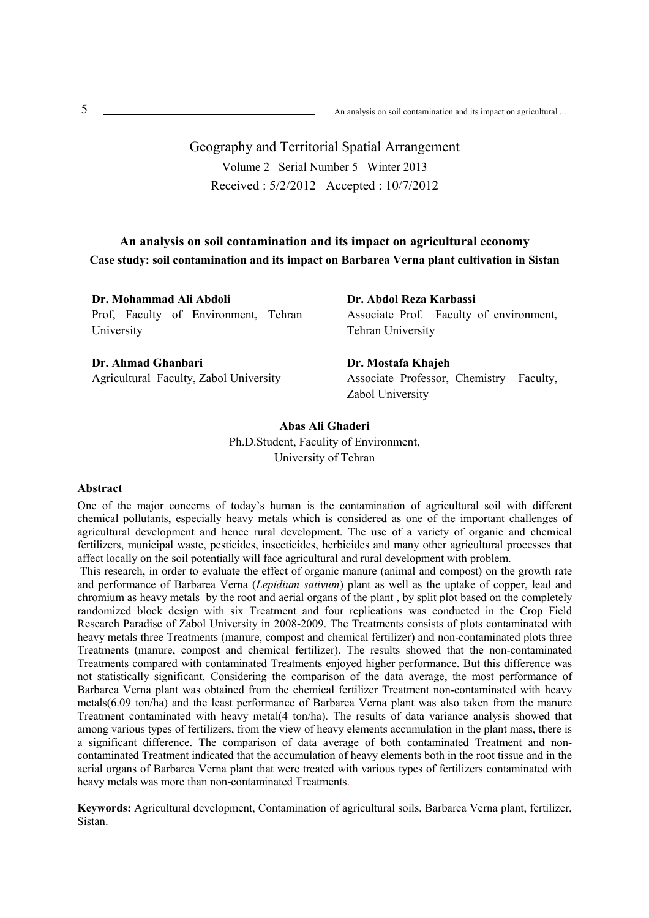Geography and Territorial Spatial Arrangement

Volume 2 Serial Number 5 Winter 2013

Received : 5/2/2012 Accepted : 10/7/2012

## An analysis on soil contamination and its impact on agricultural economy

**Case study: soil contamination and its impact on Barbarea Verna plant cultivation in Sistan**

**Dr. Mohammad Ali Abdoli**
Prof, Faculty of Environment, Tehran University

**Dr. Abdol Reza Karbassi**
Associate Prof. Faculty of environment, Tehran University

**Dr. Ahmad Ghanbari**
Agricultural Faculty, Zabol University

**Dr. Mostafa Khajeh**
Associate Professor, Chemistry Faculty, Zabol University

**Abas Ali Ghaderi**
Ph.D.Student, Faculty of Environment, University of Tehran

### Abstract

One of the major concerns of today's human is the contamination of agricultural soil with different chemical pollutants, especially heavy metals which is considered as one of the important challenges of agricultural development and hence rural development. The use of a variety of organic and chemical fertilizers, municipal waste, pesticides, insecticides, herbicides and many other agricultural processes that affect locally on the soil potentially will face agricultural and rural development with problem.

This research, in order to evaluate the effect of organic manure (animal and compost) on the growth rate and performance of Barbarea Verna (*Lepidium sativum*) plant as well as the uptake of copper, lead and chromium as heavy metals by the root and aerial organs of the plant , by split plot based on the completely randomized block design with six Treatment and four replications was conducted in the Crop Field Research Paradise of Zabol University in 2008-2009. The Treatments consists of plots contaminated with heavy metals three Treatments (manure, compost and chemical fertilizer) and non-contaminated plots three Treatments (manure, compost and chemical fertilizer). The results showed that the non-contaminated Treatments compared with contaminated Treatments enjoyed higher performance. But this difference was not statistically significant. Considering the comparison of the data average, the most performance of Barbarea Verna plant was obtained from the chemical fertilizer Treatment non-contaminated with heavy metals(6.09 ton/ha) and the least performance of Barbarea Verna plant was also taken from the manure Treatment contaminated with heavy metal(4 ton/ha). The results of data variance analysis showed that among various types of fertilizers, from the view of heavy elements accumulation in the plant mass, there is a significant difference. The comparison of data average of both contaminated Treatment and non-contaminated Treatment indicated that the accumulation of heavy elements both in the root tissue and in the aerial organs of Barbarea Verna plant that were treated with various types of fertilizers contaminated with heavy metals was more than non-contaminated Treatments.

**Keywords:** Agricultural development, Contamination of agricultural soils, Barbarea Verna plant, fertilizer, Sistan.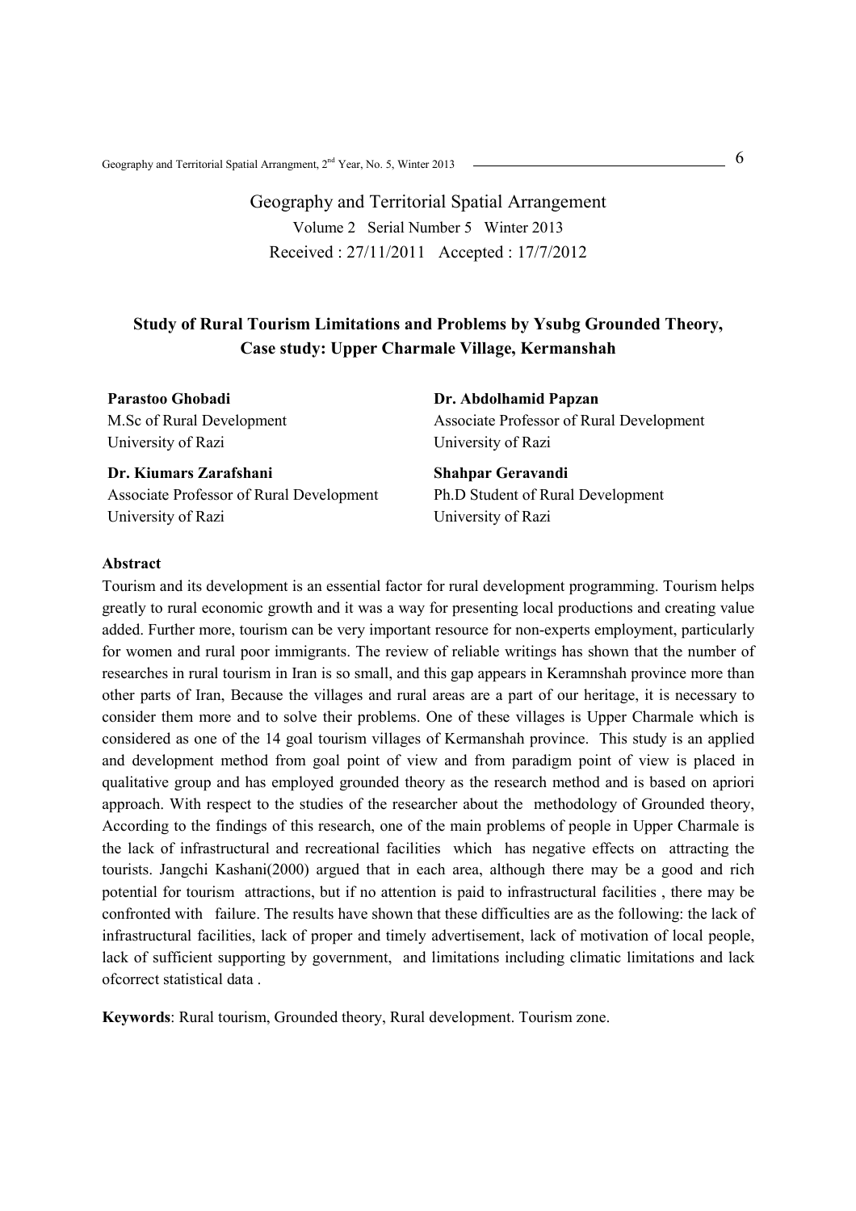Geography and Territorial Spatial Arrangement

Volume 2 Serial Number 5 Winter 2013

Received : 27/11/2011 Accepted : 17/7/2012

## Study of Rural Tourism Limitations and Problems by Ysubg Grounded Theory, Case study: Upper Charmale Village, Kermanshah

**Parastoo Ghobadi**
M.Sc of Rural Development
University of Razi

**Dr. Abdolhamid Papzan**
Associate Professor of Rural Development
University of Razi

**Dr. Kiumars Zarafshani**
Associate Professor of Rural Development
University of Razi

**Shahpar Geravandi**
Ph.D Student of Rural Development
University of Razi

### Abstract

Tourism and its development is an essential factor for rural development programming. Tourism helps greatly to rural economic growth and it was a way for presenting local productions and creating value added. Further more, tourism can be very important resource for non-experts employment, particularly for women and rural poor immigrants. The review of reliable writings has shown that the number of researches in rural tourism in Iran is so small, and this gap appears in Keramnshah province more than other parts of Iran, Because the villages and rural areas are a part of our heritage, it is necessary to consider them more and to solve their problems. One of these villages is Upper Charmale which is considered as one of the 14 goal tourism villages of Kermanshah province. This study is an applied and development method from goal point of view and from paradigm point of view is placed in qualitative group and has employed grounded theory as the research method and is based on apriori approach. With respect to the studies of the researcher about the methodology of Grounded theory, According to the findings of this research, one of the main problems of people in Upper Charmale is the lack of infrastructural and recreational facilities which has negative effects on attracting the tourists. Jangchi Kashani(2000) argued that in each area, although there may be a good and rich potential for tourism attractions, but if no attention is paid to infrastructural facilities , there may be confronted with failure. The results have shown that these difficulties are as the following: the lack of infrastructural facilities, lack of proper and timely advertisement, lack of motivation of local people, lack of sufficient supporting by government, and limitations including climatic limitations and lack ofcorrect statistical data .

**Keywords**: Rural tourism, Grounded theory, Rural development. Tourism zone.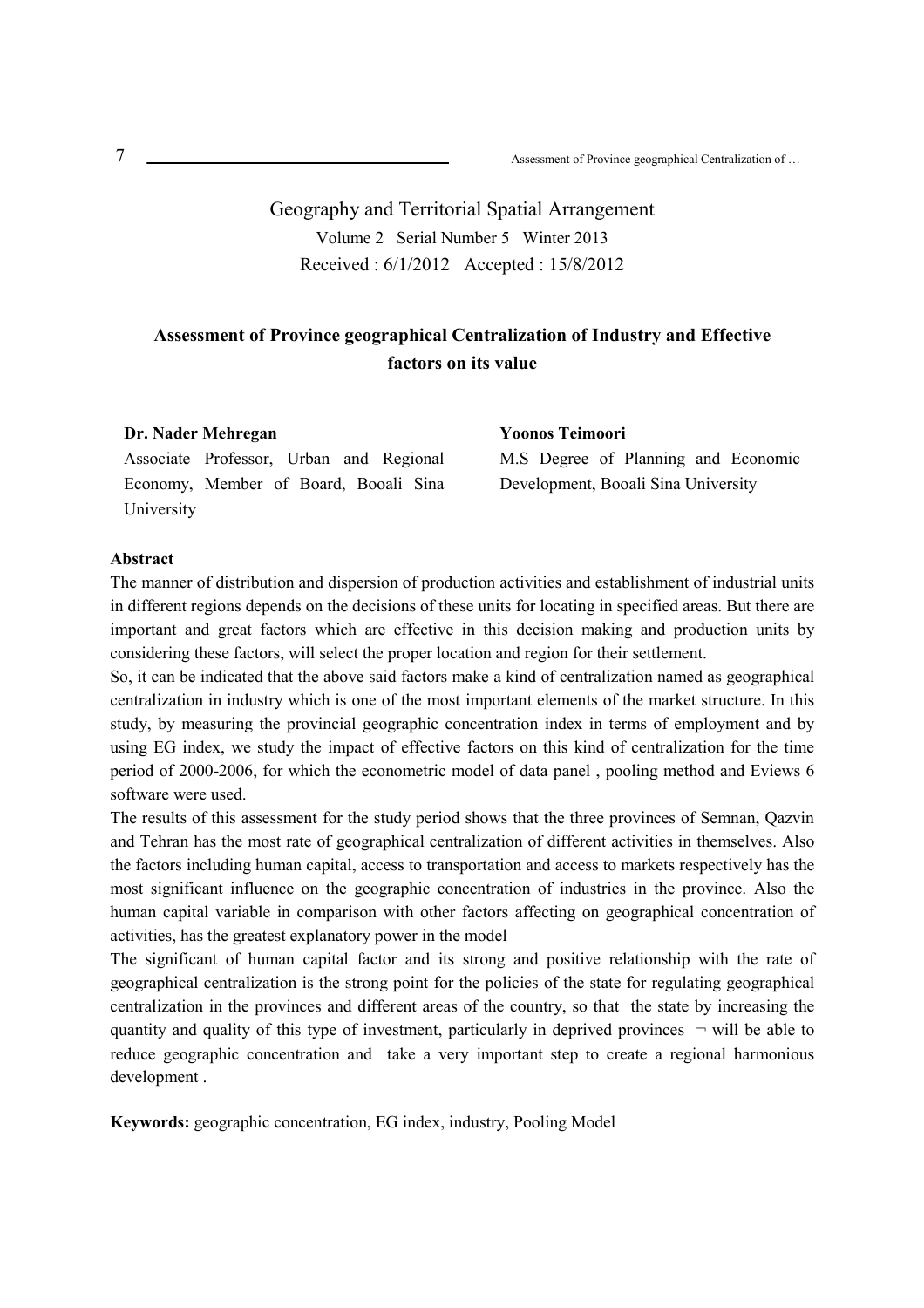Geography and Territorial Spatial Arrangement
Volume 2 Serial Number 5 Winter 2013
Received : 6/1/2012 Accepted : 15/8/2012

# Assessment of Province geographical Centralization of Industry and Effective factors on its value

**Dr. Nader Mehregan**
Associate Professor, Urban and Regional Economy, Member of Board, Booali Sina University

**Yoonos Teimoori**
M.S Degree of Planning and Economic Development, Booali Sina University

## Abstract

The manner of distribution and dispersion of production activities and establishment of industrial units in different regions depends on the decisions of these units for locating in specified areas. But there are important and great factors which are effective in this decision making and production units by considering these factors, will select the proper location and region for their settlement.

So, it can be indicated that the above said factors make a kind of centralization named as geographical centralization in industry which is one of the most important elements of the market structure. In this study, by measuring the provincial geographic concentration index in terms of employment and by using EG index, we study the impact of effective factors on this kind of centralization for the time period of 2000-2006, for which the econometric model of data panel , pooling method and Eviews 6 software were used.

The results of this assessment for the study period shows that the three provinces of Semnan, Qazvin and Tehran has the most rate of geographical centralization of different activities in themselves. Also the factors including human capital, access to transportation and access to markets respectively has the most significant influence on the geographic concentration of industries in the province. Also the human capital variable in comparison with other factors affecting on geographical concentration of activities, has the greatest explanatory power in the model

The significant of human capital factor and its strong and positive relationship with the rate of geographical centralization is the strong point for the policies of the state for regulating geographical centralization in the provinces and different areas of the country, so that the state by increasing the quantity and quality of this type of investment, particularly in deprived provinces ¬ will be able to reduce geographic concentration and take a very important step to create a regional harmonious development .

**Keywords:** geographic concentration, EG index, industry, Pooling Model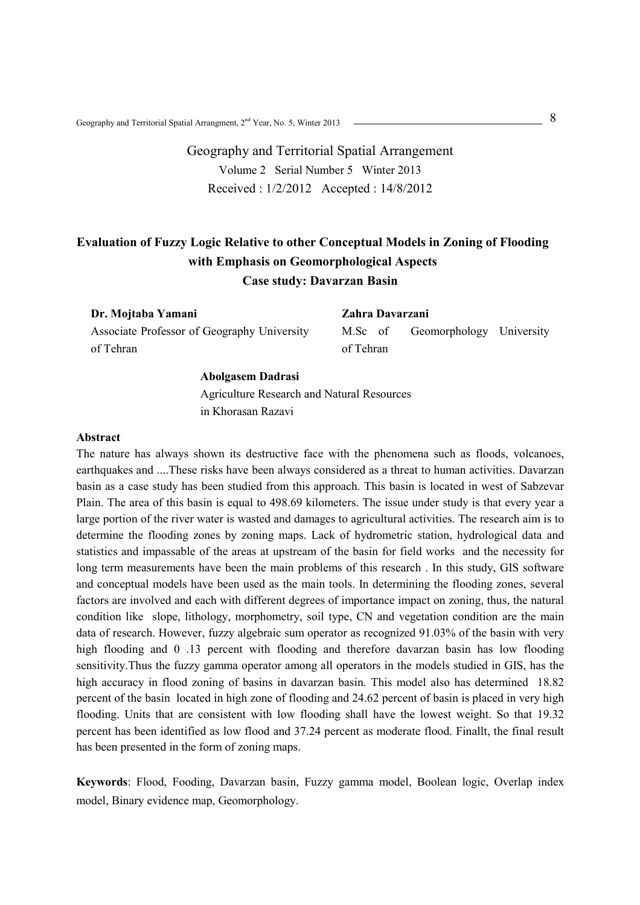Geography and Territorial Spatial Arrangement

Volume 2 Serial Number 5 Winter 2013

Received : 1/2/2012 Accepted : 14/8/2012

# Evaluation of Fuzzy Logic Relative to other Conceptual Models in Zoning of Flooding with Emphasis on Geomorphological Aspects

## Case study: Davarzan Basin

**Dr. Mojtaba Yamani**
Associate Professor of Geography University of Tehran

**Zahra Davarzani**
M.Sc of Geomorphology University of Tehran

**Abolgasem Dadrasi**
Agriculture Research and Natural Resources in Khorasan Razavi

**Abstract**

The nature has always shown its destructive face with the phenomena such as floods, volcanoes, earthquakes and ....These risks have been always considered as a threat to human activities. Davarzan basin as a case study has been studied from this approach. This basin is located in west of Sabzevar Plain. The area of this basin is equal to 498.69 kilometers. The issue under study is that every year a large portion of the river water is wasted and damages to agricultural activities. The research aim is to determine the flooding zones by zoning maps. Lack of hydrometric station, hydrological data and statistics and impassable of the areas at upstream of the basin for field works and the necessity for long term measurements have been the main problems of this research . In this study, GIS software and conceptual models have been used as the main tools. In determining the flooding zones, several factors are involved and each with different degrees of importance impact on zoning, thus, the natural condition like slope, lithology, morphometry, soil type, CN and vegetation condition are the main data of research. However, fuzzy algebraic sum operator as recognized 91.03% of the basin with very high flooding and 0 .13 percent with flooding and therefore davarzan basin has low flooding sensitivity.Thus the fuzzy gamma operator among all operators in the models studied in GIS, has the high accuracy in flood zoning of basins in davarzan basin. This model also has determined 18.82 percent of the basin located in high zone of flooding and 24.62 percent of basin is placed in very high flooding. Units that are consistent with low flooding shall have the lowest weight. So that 19.32 percent has been identified as low flood and 37.24 percent as moderate flood. Finallt, the final result has been presented in the form of zoning maps.

**Keywords**: Flood, Fooding, Davarzan basin, Fuzzy gamma model, Boolean logic, Overlap index model, Binary evidence map, Geomorphology.